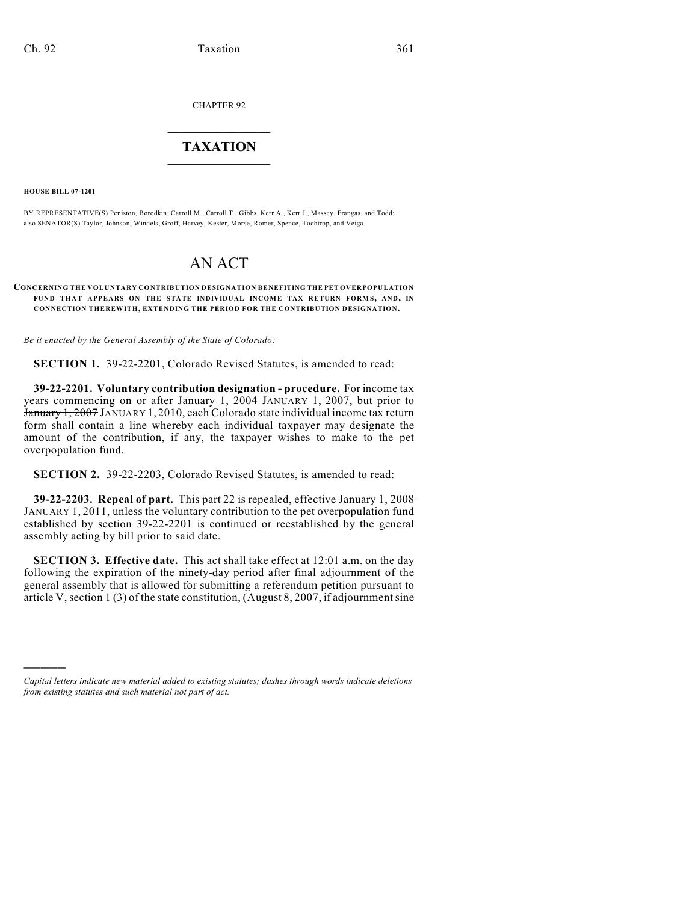CHAPTER 92

# TAXATION

**HOUSE BILL 07-1201**

BY REPRESENTATIVE(S) Peniston, Borodkin, Carroll M., Carroll T., Gibbs, Kerr A., Kerr J., Massey, Frangas, and Todd; also SENATOR(S) Taylor, Johnson, Windels, Groff, Harvey, Kester, Morse, Romer, Spence, Tochtrop, and Veiga.

# AN ACT

**CONCERNING THE VOLUNTARY CONTRIBUTION DESIGNATION BENEFITING THE PET OVERPOPULATION FUND THAT APPEARS ON THE STATE INDIVIDUAL INCOME TAX RETURN FORMS, AND, IN CONNECTION THEREWITH, EXTENDING THE PERIOD FOR THE CONTRIBUTION DESIGNATION.**

*Be it enacted by the General Assembly of the State of Colorado:*

**SECTION 1.** 39-22-2201, Colorado Revised Statutes, is amended to read:

**39-22-2201. Voluntary contribution designation - procedure.** For income tax years commencing on or after ~~January 1, 2004~~ JANUARY 1, 2007, but prior to ~~January 1, 2007~~ JANUARY 1, 2010, each Colorado state individual income tax return form shall contain a line whereby each individual taxpayer may designate the amount of the contribution, if any, the taxpayer wishes to make to the pet overpopulation fund.

**SECTION 2.** 39-22-2203, Colorado Revised Statutes, is amended to read:

**39-22-2203. Repeal of part.** This part 22 is repealed, effective ~~January 1, 2008~~ JANUARY 1, 2011, unless the voluntary contribution to the pet overpopulation fund established by section 39-22-2201 is continued or reestablished by the general assembly acting by bill prior to said date.

**SECTION 3. Effective date.** This act shall take effect at 12:01 a.m. on the day following the expiration of the ninety-day period after final adjournment of the general assembly that is allowed for submitting a referendum petition pursuant to article V, section 1 (3) of the state constitution, (August 8, 2007, if adjournment sine

---

*Capital letters indicate new material added to existing statutes; dashes through words indicate deletions from existing statutes and such material not part of act.*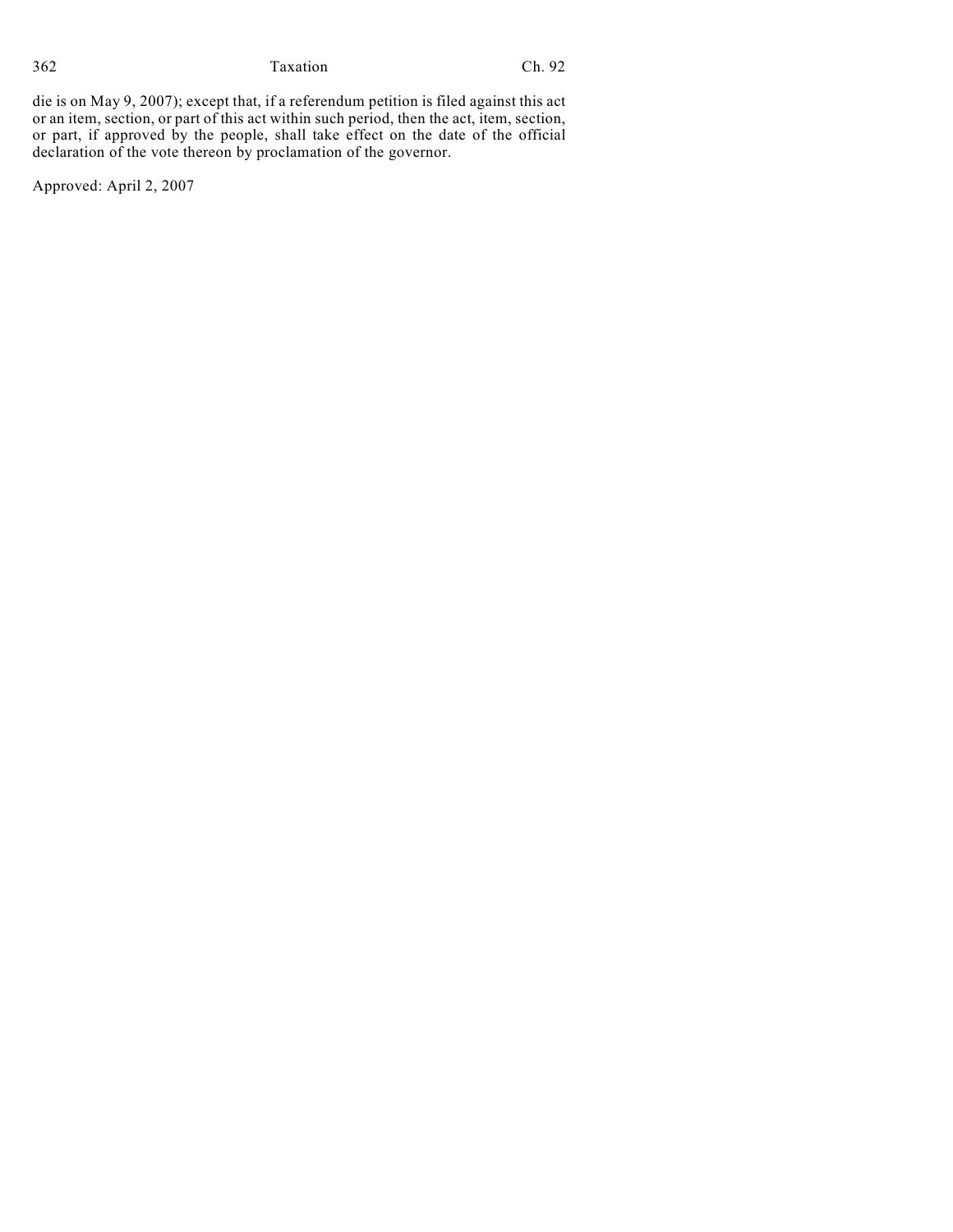die is on May 9, 2007); except that, if a referendum petition is filed against this act or an item, section, or part of this act within such period, then the act, item, section, or part, if approved by the people, shall take effect on the date of the official declaration of the vote thereon by proclamation of the governor.

Approved: April 2, 2007